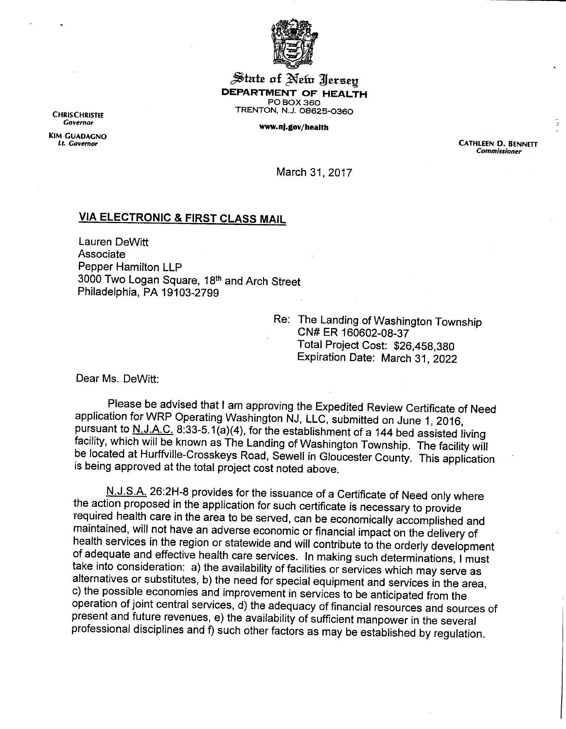State of New Jersey
**DEPARTMENT OF HEALTH**
PO BOX 360
TRENTON, N.J. 08625-0360

**www.nj.gov/health**

CHRIS CHRISTIE
*Governor*

KIM GUADAGNO
*Lt. Governor*

CATHLEEN D. BENNETT
*Commissioner*

March 31, 2017

**VIA ELECTRONIC & FIRST CLASS MAIL**

Lauren DeWitt
Associate
Pepper Hamilton LLP
3000 Two Logan Square, 18th and Arch Street
Philadelphia, PA 19103-2799

Re: The Landing of Washington Township
CN# ER 160602-08-37
Total Project Cost: $26,458,380
Expiration Date: March 31, 2022

Dear Ms. DeWitt:

Please be advised that I am approving the Expedited Review Certificate of Need application for WRP Operating Washington NJ, LLC, submitted on June 1, 2016, pursuant to N.J.A.C. 8:33-5.1(a)(4), for the establishment of a 144 bed assisted living facility, which will be known as The Landing of Washington Township. The facility will be located at Hurffville-Crosskeys Road, Sewell in Gloucester County. This application is being approved at the total project cost noted above.

N.J.S.A. 26:2H-8 provides for the issuance of a Certificate of Need only where the action proposed in the application for such certificate is necessary to provide required health care in the area to be served, can be economically accomplished and maintained, will not have an adverse economic or financial impact on the delivery of health services in the region or statewide and will contribute to the orderly development of adequate and effective health care services. In making such determinations, I must take into consideration: a) the availability of facilities or services which may serve as alternatives or substitutes, b) the need for special equipment and services in the area, c) the possible economies and improvement in services to be anticipated from the operation of joint central services, d) the adequacy of financial resources and sources of present and future revenues, e) the availability of sufficient manpower in the several professional disciplines and f) such other factors as may be established by regulation.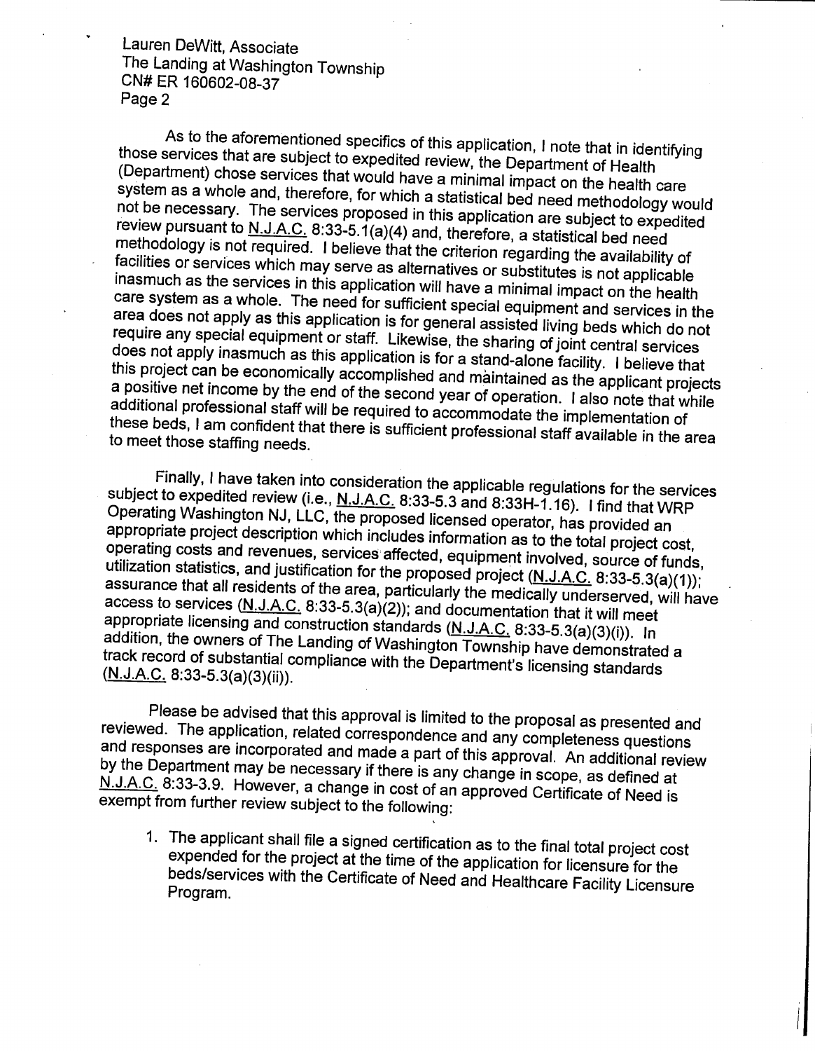As to the aforementioned specifics of this application, I note that in identifying those services that are subject to expedited review, the Department of Health (Department) chose services that would have a minimal impact on the health care system as a whole and, therefore, for which a statistical bed need methodology would not be necessary. The services proposed in this application are subject to expedited review pursuant to N.J.A.C. 8:33-5.1(a)(4) and, therefore, a statistical bed need methodology is not required. I believe that the criterion regarding the availability of facilities or services which may serve as alternatives or substitutes is not applicable inasmuch as the services in this application will have a minimal impact on the health care system as a whole. The need for sufficient special equipment and services in the area does not apply as this application is for general assisted living beds which do not require any special equipment or staff. Likewise, the sharing of joint central services does not apply inasmuch as this application is for a stand-alone facility. I believe that this project can be economically accomplished and maintained as the applicant projects a positive net income by the end of the second year of operation. I also note that while additional professional staff will be required to accommodate the implementation of these beds, I am confident that there is sufficient professional staff available in the area to meet those staffing needs.

Finally, I have taken into consideration the applicable regulations for the services subject to expedited review (i.e., N.J.A.C. 8:33-5.3 and 8:33H-1.16). I find that WRP Operating Washington NJ, LLC, the proposed licensed operator, has provided an appropriate project description which includes information as to the total project cost, operating costs and revenues, services affected, equipment involved, source of funds, utilization statistics, and justification for the proposed project (N.J.A.C. 8:33-5.3(a)(1)); assurance that all residents of the area, particularly the medically underserved, will have access to services (N.J.A.C. 8:33-5.3(a)(2)); and documentation that it will meet appropriate licensing and construction standards (N.J.A.C. 8:33-5.3(a)(3)(i)). In addition, the owners of The Landing of Washington Township have demonstrated a track record of substantial compliance with the Department's licensing standards (N.J.A.C. 8:33-5.3(a)(3)(ii)).

Please be advised that this approval is limited to the proposal as presented and reviewed. The application, related correspondence and any completeness questions and responses are incorporated and made a part of this approval. An additional review by the Department may be necessary if there is any change in scope, as defined at N.J.A.C. 8:33-3.9. However, a change in cost of an approved Certificate of Need is exempt from further review subject to the following:

1. The applicant shall file a signed certification as to the final total project cost expended for the project at the time of the application for licensure for the beds/services with the Certificate of Need and Healthcare Facility Licensure Program.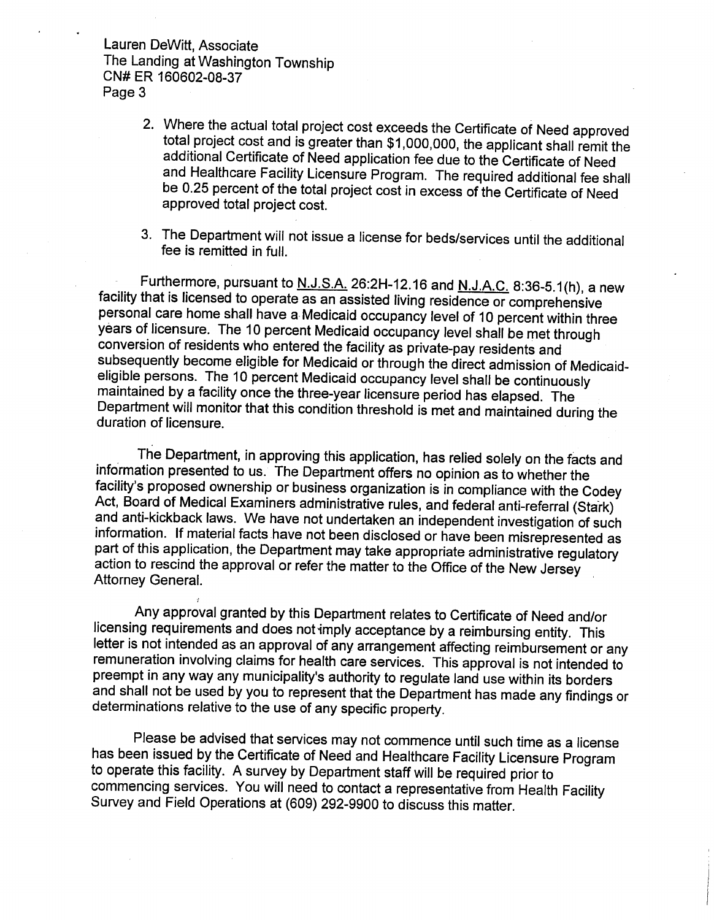2. Where the actual total project cost exceeds the Certificate of Need approved total project cost and is greater than $1,000,000, the applicant shall remit the additional Certificate of Need application fee due to the Certificate of Need and Healthcare Facility Licensure Program. The required additional fee shall be 0.25 percent of the total project cost in excess of the Certificate of Need approved total project cost.

3. The Department will not issue a license for beds/services until the additional fee is remitted in full.

Furthermore, pursuant to N.J.S.A. 26:2H-12.16 and N.J.A.C. 8:36-5.1(h), a new facility that is licensed to operate as an assisted living residence or comprehensive personal care home shall have a Medicaid occupancy level of 10 percent within three years of licensure. The 10 percent Medicaid occupancy level shall be met through conversion of residents who entered the facility as private-pay residents and subsequently become eligible for Medicaid or through the direct admission of Medicaid-eligible persons. The 10 percent Medicaid occupancy level shall be continuously maintained by a facility once the three-year licensure period has elapsed. The Department will monitor that this condition threshold is met and maintained during the duration of licensure.

The Department, in approving this application, has relied solely on the facts and information presented to us. The Department offers no opinion as to whether the facility's proposed ownership or business organization is in compliance with the Codey Act, Board of Medical Examiners administrative rules, and federal anti-referral (Stark) and anti-kickback laws. We have not undertaken an independent investigation of such information. If material facts have not been disclosed or have been misrepresented as part of this application, the Department may take appropriate administrative regulatory action to rescind the approval or refer the matter to the Office of the New Jersey Attorney General.

Any approval granted by this Department relates to Certificate of Need and/or licensing requirements and does not imply acceptance by a reimbursing entity. This letter is not intended as an approval of any arrangement affecting reimbursement or any remuneration involving claims for health care services. This approval is not intended to preempt in any way any municipality's authority to regulate land use within its borders and shall not be used by you to represent that the Department has made any findings or determinations relative to the use of any specific property.

Please be advised that services may not commence until such time as a license has been issued by the Certificate of Need and Healthcare Facility Licensure Program to operate this facility. A survey by Department staff will be required prior to commencing services. You will need to contact a representative from Health Facility Survey and Field Operations at (609) 292-9900 to discuss this matter.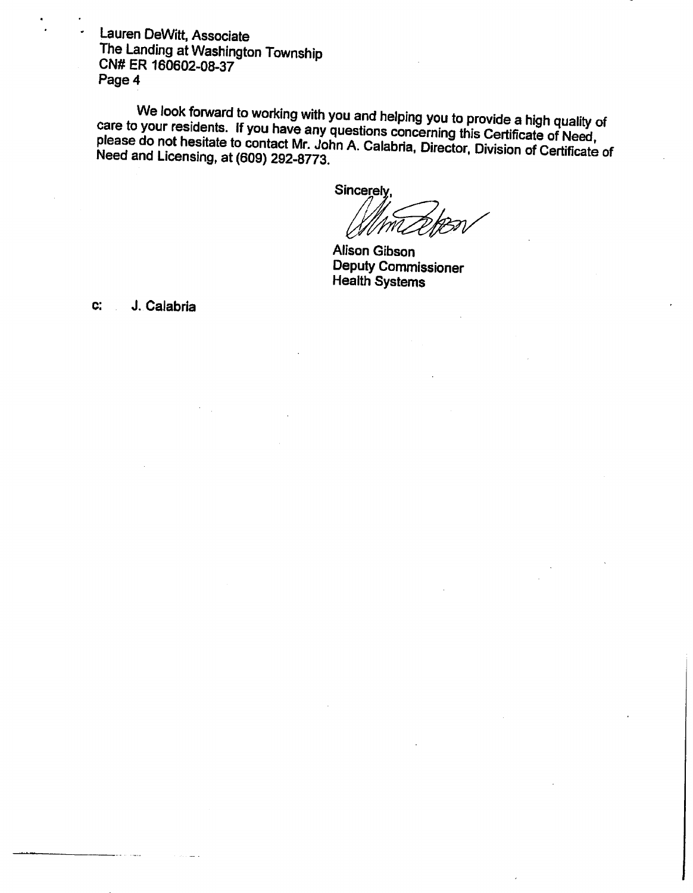Lauren DeWitt, Associate
The Landing at Washington Township
CN# ER 160602-08-37

We look forward to working with you and helping you to provide a high quality of care to your residents. If you have any questions concerning this Certificate of Need, please do not hesitate to contact Mr. John A. Calabria, Director, Division of Certificate of Need and Licensing, at (609) 292-8773.

Sincerely,

Alison Gibson
Deputy Commissioner
Health Systems

c: J. Calabria